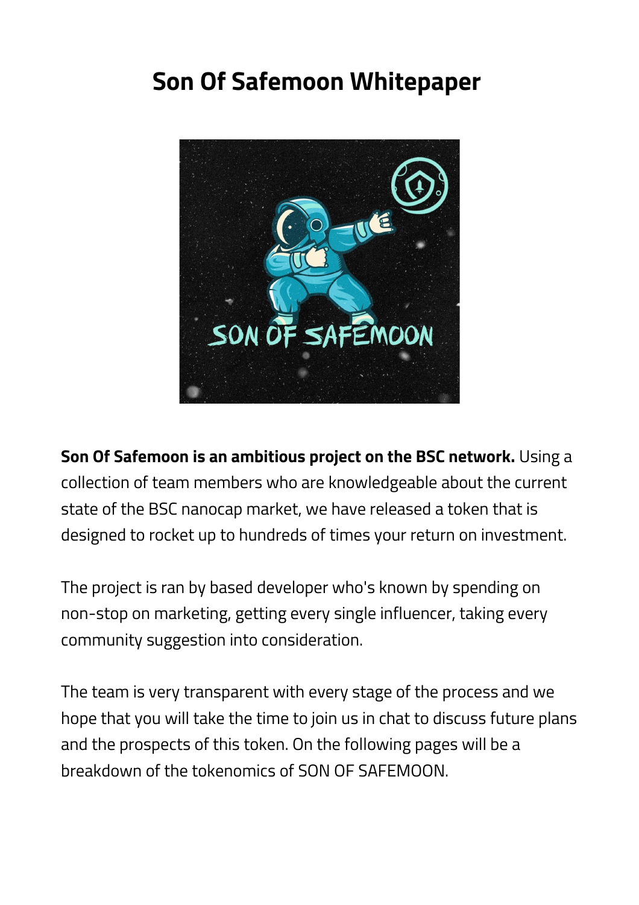# Son Of Safemoon Whitepaper

**Son Of Safemoon is an ambitious project on the BSC network.** Using a collection of team members who are knowledgeable about the current state of the BSC nanocap market, we have released a token that is designed to rocket up to hundreds of times your return on investment.

The project is ran by based developer who's known by spending on non-stop on marketing, getting every single influencer, taking every community suggestion into consideration.

The team is very transparent with every stage of the process and we hope that you will take the time to join us in chat to discuss future plans and the prospects of this token. On the following pages will be a breakdown of the tokenomics of SON OF SAFEMOON.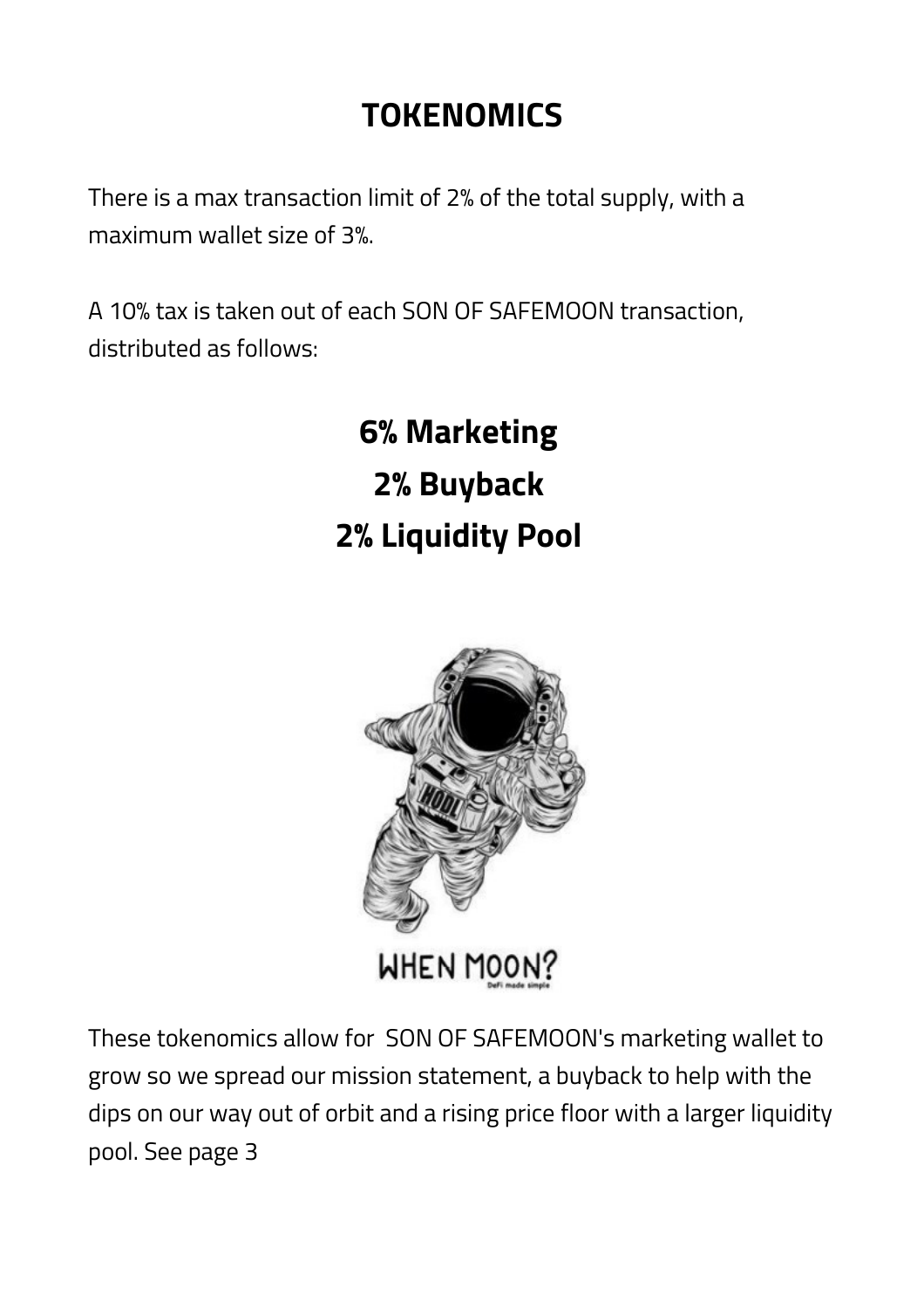# TOKENOMICS

There is a max transaction limit of 2% of the total supply, with a maximum wallet size of 3%.

A 10% tax is taken out of each SON OF SAFEMOON transaction, distributed as follows:

**6% Marketing**

**2% Buyback**

**2% Liquidity Pool**

These tokenomics allow for SON OF SAFEMOON's marketing wallet to grow so we spread our mission statement, a buyback to help with the dips on our way out of orbit and a rising price floor with a larger liquidity pool. See page 3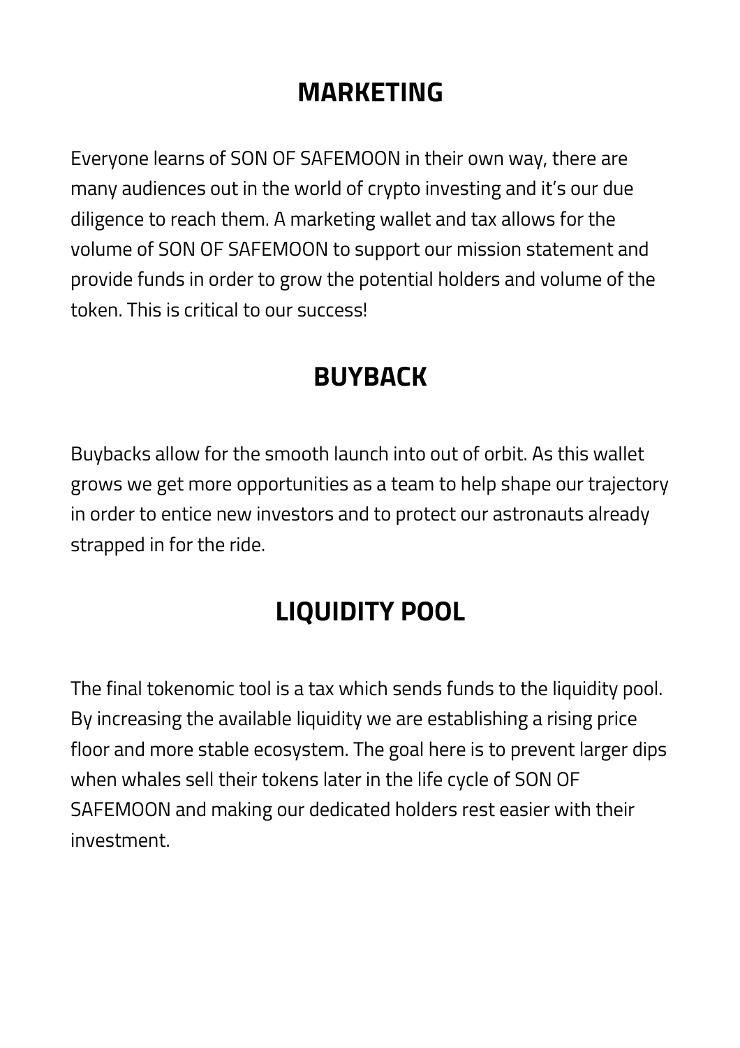## MARKETING

Everyone learns of SON OF SAFEMOON in their own way, there are many audiences out in the world of crypto investing and it's our due diligence to reach them. A marketing wallet and tax allows for the volume of SON OF SAFEMOON to support our mission statement and provide funds in order to grow the potential holders and volume of the token. This is critical to our success!

## BUYBACK

Buybacks allow for the smooth launch into out of orbit. As this wallet grows we get more opportunities as a team to help shape our trajectory in order to entice new investors and to protect our astronauts already strapped in for the ride.

## LIQUIDITY POOL

The final tokenomic tool is a tax which sends funds to the liquidity pool. By increasing the available liquidity we are establishing a rising price floor and more stable ecosystem. The goal here is to prevent larger dips when whales sell their tokens later in the life cycle of SON OF SAFEMOON and making our dedicated holders rest easier with their investment.